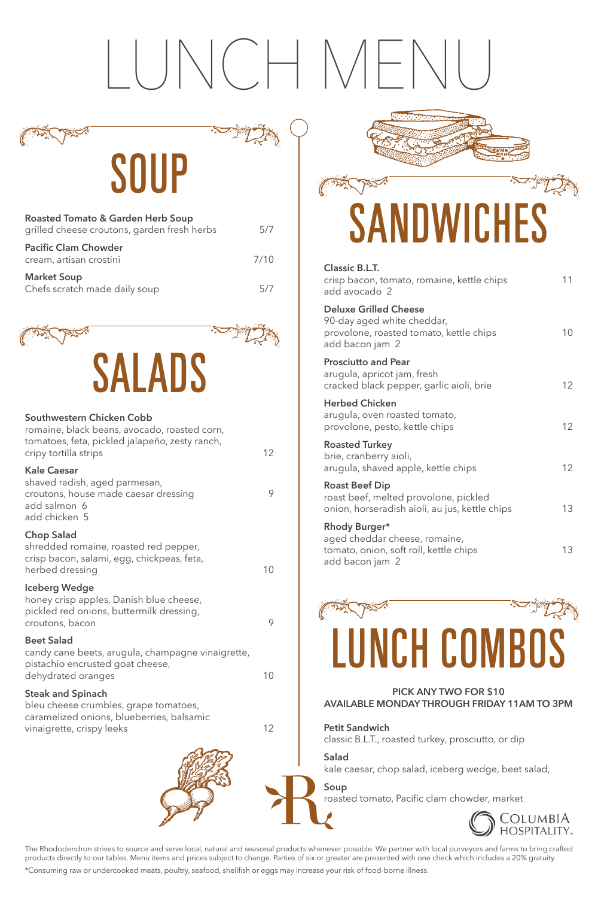# LUNCH MENU

## SOUP

**Roasted Tomato & Garden Herb Soup**
grilled cheese croutons, garden fresh herbs — 5/7

**Pacific Clam Chowder**
cream, artisan crostini — 7/10

**Market Soup**
Chefs scratch made daily soup — 5/7

## SALADS

**Southwestern Chicken Cobb**
romaine, black beans, avocado, roasted corn, tomatoes, feta, pickled jalapeño, zesty ranch, cripy tortilla strips — 12

**Kale Caesar**
shaved radish, aged parmesan, croutons, house made caesar dressing — 9
add salmon 6
add chicken 5

**Chop Salad**
shredded romaine, roasted red pepper, crisp bacon, salami, egg, chickpeas, feta, herbed dressing — 10

**Iceberg Wedge**
honey crisp apples, Danish blue cheese, pickled red onions, buttermilk dressing, croutons, bacon — 9

**Beet Salad**
candy cane beets, arugula, champagne vinaigrette, pistachio encrusted goat cheese, dehydrated oranges — 10

**Steak and Spinach**
bleu cheese crumbles, grape tomatoes, caramelized onions, blueberries, balsamic vinaigrette, crispy leeks — 12

## SANDWICHES

**Classic B.L.T.**
crisp bacon, tomato, romaine, kettle chips — 11
add avocado 2

**Deluxe Grilled Cheese**
90-day aged white cheddar, provolone, roasted tomato, kettle chips — 10
add bacon jam 2

**Prosciutto and Pear**
arugula, apricot jam, fresh cracked black pepper, garlic aioli, brie — 12

**Herbed Chicken**
arugula, oven roasted tomato, provolone, pesto, kettle chips — 12

**Roasted Turkey**
brie, cranberry aioli, arugula, shaved apple, kettle chips — 12

**Roast Beef Dip**
roast beef, melted provolone, pickled onion, horseradish aioli, au jus, kettle chips — 13

**Rhody Burger***
aged cheddar cheese, romaine, tomato, onion, soft roll, kettle chips — 13
add bacon jam 2

## LUNCH COMBOS

**PICK ANY TWO FOR $10**
**AVAILABLE MONDAY THROUGH FRIDAY 11AM TO 3PM**

**Petit Sandwich**
classic B.L.T., roasted turkey, prosciutto, or dip

**Salad**
kale caesar, chop salad, iceberg wedge, beet salad,

**Soup**
roasted tomato, Pacific clam chowder, market

COLUMBIA HOSPITALITY

The Rhododendron strives to source and serve local, natural and seasonal products whenever possible. We partner with local purveyors and farms to bring crafted products directly to our tables. Menu items and prices subject to change. Parties of six or greater are presented with one check which includes a 20% gratuity.

*Consuming raw or undercooked meats, poultry, seafood, shellfish or eggs may increase your risk of food-borne illness.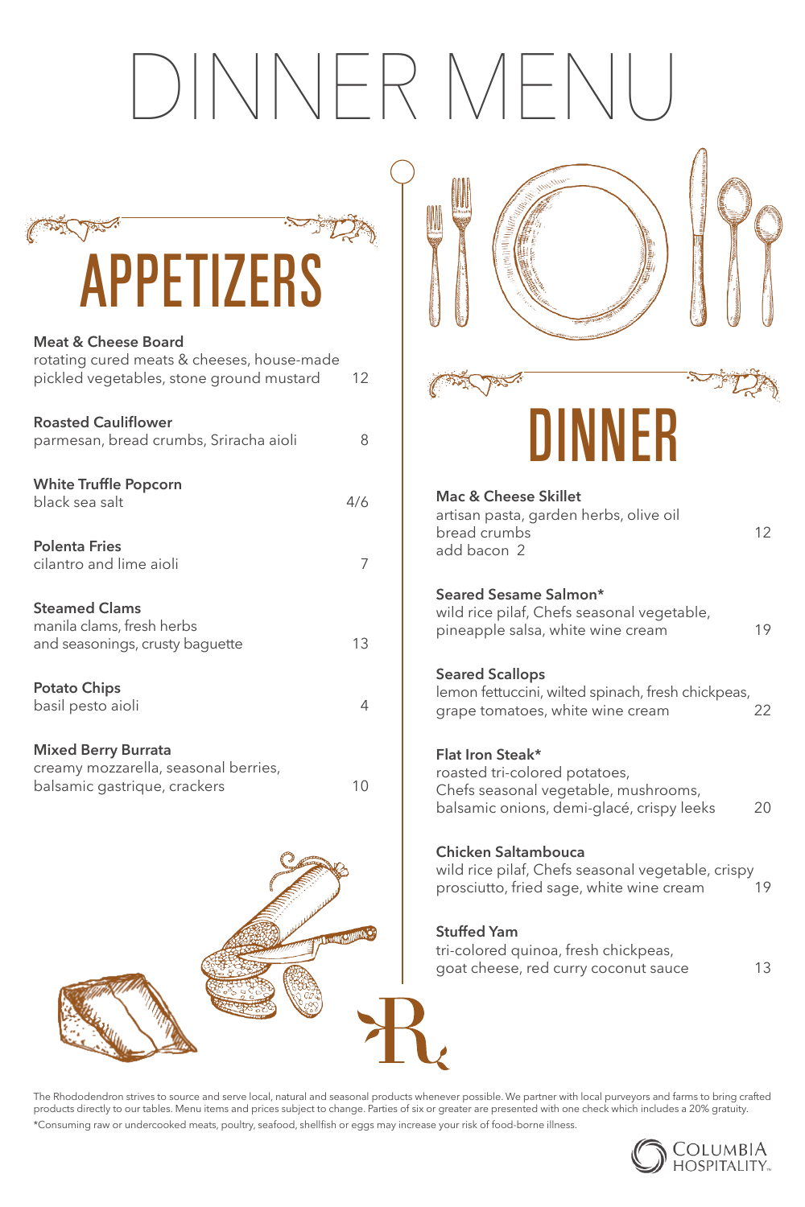# DINNER MENU

## APPETIZERS

**Meat & Cheese Board**
rotating cured meats & cheeses, house-made pickled vegetables, stone ground mustard — 12

**Roasted Cauliflower**
parmesan, bread crumbs, Sriracha aioli — 8

**White Truffle Popcorn**
black sea salt — 4/6

**Polenta Fries**
cilantro and lime aioli — 7

**Steamed Clams**
manila clams, fresh herbs and seasonings, crusty baguette — 13

**Potato Chips**
basil pesto aioli — 4

**Mixed Berry Burrata**
creamy mozzarella, seasonal berries, balsamic gastrique, crackers — 10

## DINNER

**Mac & Cheese Skillet**
artisan pasta, garden herbs, olive oil bread crumbs — 12
add bacon 2

**Seared Sesame Salmon***
wild rice pilaf, Chefs seasonal vegetable, pineapple salsa, white wine cream — 19

**Seared Scallops**
lemon fettuccini, wilted spinach, fresh chickpeas, grape tomatoes, white wine cream — 22

**Flat Iron Steak***
roasted tri-colored potatoes, Chefs seasonal vegetable, mushrooms, balsamic onions, demi-glacé, crispy leeks — 20

**Chicken Saltambouca**
wild rice pilaf, Chefs seasonal vegetable, crispy prosciutto, fried sage, white wine cream — 19

**Stuffed Yam**
tri-colored quinoa, fresh chickpeas, goat cheese, red curry coconut sauce — 13

The Rhododendron strives to source and serve local, natural and seasonal products whenever possible. We partner with local purveyors and farms to bring crafted products directly to our tables. Menu items and prices subject to change. Parties of six or greater are presented with one check which includes a 20% gratuity.

*Consuming raw or undercooked meats, poultry, seafood, shellfish or eggs may increase your risk of food-borne illness.

COLUMBIA HOSPITALITY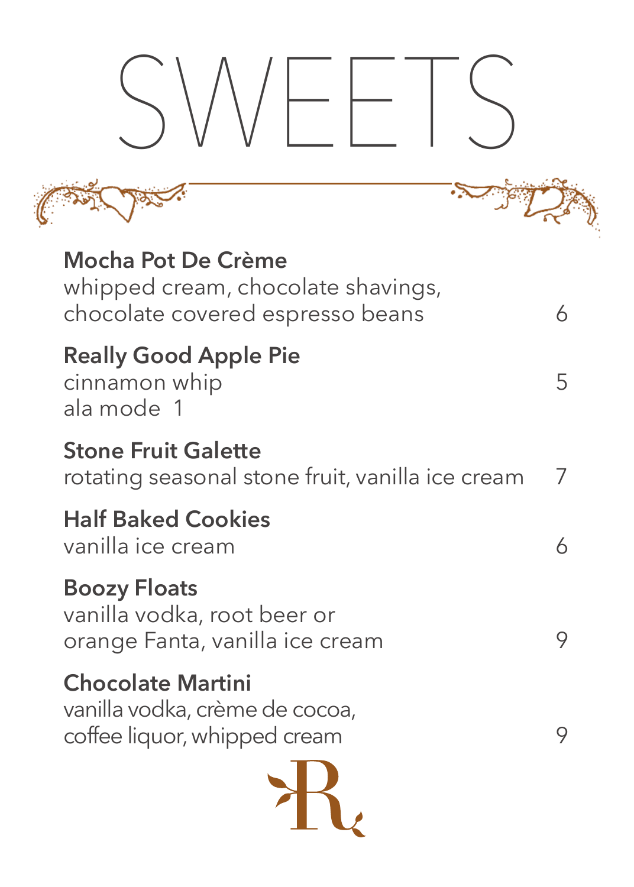# SWEETS

**Mocha Pot De Crème**
whipped cream, chocolate shavings,
chocolate covered espresso beans 6

**Really Good Apple Pie**
cinnamon whip 5
ala mode 1

**Stone Fruit Galette**
rotating seasonal stone fruit, vanilla ice cream 7

**Half Baked Cookies**
vanilla ice cream 6

**Boozy Floats**
vanilla vodka, root beer or
orange Fanta, vanilla ice cream 9

**Chocolate Martini**
vanilla vodka, crème de cocoa,
coffee liquor, whipped cream 9